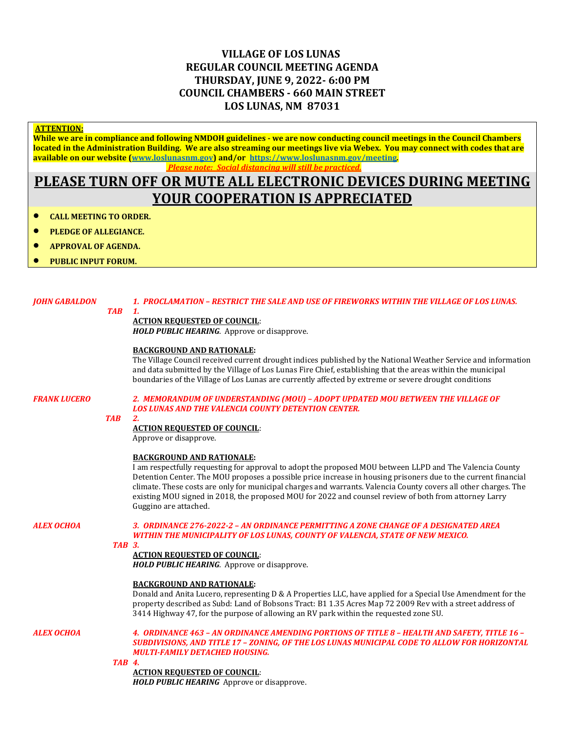# VILLAGE OF LOS LUNAS
# REGULAR COUNCIL MEETING AGENDA
# THURSDAY, JUNE 9, 2022- 6:00 PM
# COUNCIL CHAMBERS - 660 MAIN STREET
# LOS LUNAS, NM 87031

**ATTENTION:**

**While we are in compliance and following NMDOH guidelines - we are now conducting council meetings in the Council Chambers located in the Administration Building. We are also streaming our meetings live via Webex. You may connect with codes that are available on our website (www.loslunasnm.gov) and/or https://www.loslunasnm.gov/meeting.**

***Please note: Social distancing will still be practiced.***

## PLEASE TURN OFF OR MUTE ALL ELECTRONIC DEVICES DURING MEETING YOUR COOPERATION IS APPRECIATED

- **CALL MEETING TO ORDER.**
- **PLEDGE OF ALLEGIANCE.**
- **APPROVAL OF AGENDA.**
- **PUBLIC INPUT FORUM.**

***JOHN GABALDON*** — ***1. PROCLAMATION – RESTRICT THE SALE AND USE OF FIREWORKS WITHIN THE VILLAGE OF LOS LUNAS.***

***TAB 1.***

**ACTION REQUESTED OF COUNCIL**:
***HOLD PUBLIC HEARING***. Approve or disapprove.

**BACKGROUND AND RATIONALE:**
The Village Council received current drought indices published by the National Weather Service and information and data submitted by the Village of Los Lunas Fire Chief, establishing that the areas within the municipal boundaries of the Village of Los Lunas are currently affected by extreme or severe drought conditions

***FRANK LUCERO*** — ***2. MEMORANDUM OF UNDERSTANDING (MOU) – ADOPT UPDATED MOU BETWEEN THE VILLAGE OF LOS LUNAS AND THE VALENCIA COUNTY DETENTION CENTER.***

***TAB 2.***

**ACTION REQUESTED OF COUNCIL**:
Approve or disapprove.

**BACKGROUND AND RATIONALE:**
I am respectfully requesting for approval to adopt the proposed MOU between LLPD and The Valencia County Detention Center. The MOU proposes a possible price increase in housing prisoners due to the current financial climate. These costs are only for municipal charges and warrants. Valencia County covers all other charges. The existing MOU signed in 2018, the proposed MOU for 2022 and counsel review of both from attorney Larry Guggino are attached.

***ALEX OCHOA*** — ***3. ORDINANCE 276-2022-2 – AN ORDINANCE PERMITTING A ZONE CHANGE OF A DESIGNATED AREA WITHIN THE MUNICIPALITY OF LOS LUNAS, COUNTY OF VALENCIA, STATE OF NEW MEXICO.***

***TAB 3.***

**ACTION REQUESTED OF COUNCIL**:
***HOLD PUBLIC HEARING***. Approve or disapprove.

**BACKGROUND AND RATIONALE:**
Donald and Anita Lucero, representing D & A Properties LLC, have applied for a Special Use Amendment for the property described as Subd: Land of Bobsons Tract: B1 1.35 Acres Map 72 2009 Rev with a street address of 3414 Highway 47, for the purpose of allowing an RV park within the requested zone SU.

***ALEX OCHOA*** — ***4. ORDINANCE 463 – AN ORDINANCE AMENDING PORTIONS OF TITLE 8 – HEALTH AND SAFETY, TITLE 16 – SUBDIVISIONS, AND TITLE 17 – ZONING, OF THE LOS LUNAS MUNICIPAL CODE TO ALLOW FOR HORIZONTAL MULTI-FAMILY DETACHED HOUSING.***

***TAB 4.***

**ACTION REQUESTED OF COUNCIL**:
***HOLD PUBLIC HEARING*** Approve or disapprove.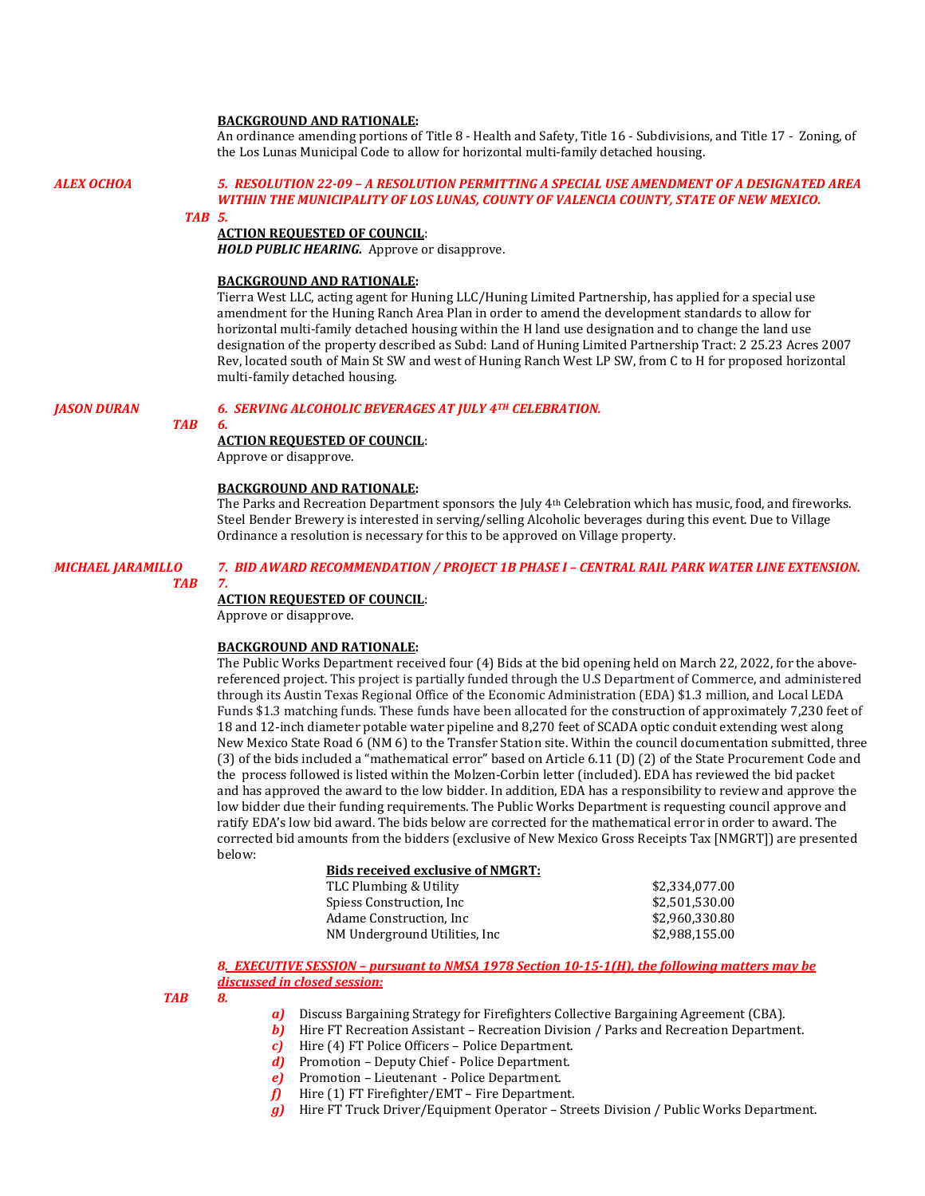**BACKGROUND AND RATIONALE:**
An ordinance amending portions of Title 8 - Health and Safety, Title 16 - Subdivisions, and Title 17 - Zoning, of the Los Lunas Municipal Code to allow for horizontal multi-family detached housing.

*ALEX OCHOA* — ***5. RESOLUTION 22-09 – A RESOLUTION PERMITTING A SPECIAL USE AMENDMENT OF A DESIGNATED AREA WITHIN THE MUNICIPALITY OF LOS LUNAS, COUNTY OF VALENCIA COUNTY, STATE OF NEW MEXICO.***

***TAB 5.***

**ACTION REQUESTED OF COUNCIL**:
***HOLD PUBLIC HEARING.*** Approve or disapprove.

**BACKGROUND AND RATIONALE:**
Tierra West LLC, acting agent for Huning LLC/Huning Limited Partnership, has applied for a special use amendment for the Huning Ranch Area Plan in order to amend the development standards to allow for horizontal multi-family detached housing within the H land use designation and to change the land use designation of the property described as Subd: Land of Huning Limited Partnership Tract: 2 25.23 Acres 2007 Rev, located south of Main St SW and west of Huning Ranch West LP SW, from C to H for proposed horizontal multi-family detached housing.

*JASON DURAN* — ***6. SERVING ALCOHOLIC BEVERAGES AT JULY 4TH CELEBRATION.***

***TAB 6.***

**ACTION REQUESTED OF COUNCIL**:
Approve or disapprove.

**BACKGROUND AND RATIONALE:**
The Parks and Recreation Department sponsors the July 4th Celebration which has music, food, and fireworks. Steel Bender Brewery is interested in serving/selling Alcoholic beverages during this event. Due to Village Ordinance a resolution is necessary for this to be approved on Village property.

*MICHAEL JARAMILLO* — ***7. BID AWARD RECOMMENDATION / PROJECT 1B PHASE I – CENTRAL RAIL PARK WATER LINE EXTENSION.***

***TAB 7.***

**ACTION REQUESTED OF COUNCIL**:
Approve or disapprove.

**BACKGROUND AND RATIONALE:**
The Public Works Department received four (4) Bids at the bid opening held on March 22, 2022, for the above-referenced project. This project is partially funded through the U.S Department of Commerce, and administered through its Austin Texas Regional Office of the Economic Administration (EDA) $1.3 million, and Local LEDA Funds $1.3 matching funds. These funds have been allocated for the construction of approximately 7,230 feet of 18 and 12-inch diameter potable water pipeline and 8,270 feet of SCADA optic conduit extending west along New Mexico State Road 6 (NM 6) to the Transfer Station site. Within the council documentation submitted, three (3) of the bids included a "mathematical error" based on Article 6.11 (D) (2) of the State Procurement Code and the process followed is listed within the Molzen-Corbin letter (included). EDA has reviewed the bid packet and has approved the award to the low bidder. In addition, EDA has a responsibility to review and approve the low bidder due their funding requirements. The Public Works Department is requesting council approve and ratify EDA's low bid award. The bids below are corrected for the mathematical error in order to award. The corrected bid amounts from the bidders (exclusive of New Mexico Gross Receipts Tax [NMGRT]) are presented below:

| **Bids received exclusive of NMGRT:** | |
|---|---|
| TLC Plumbing & Utility | $2,334,077.00 |
| Spiess Construction, Inc | $2,501,530.00 |
| Adame Construction, Inc | $2,960,330.80 |
| NM Underground Utilities, Inc | $2,988,155.00 |

***8. EXECUTIVE SESSION – pursuant to NMSA 1978 Section 10-15-1(H), the following matters may be discussed in closed session:***

***TAB 8.***

- ***a)*** Discuss Bargaining Strategy for Firefighters Collective Bargaining Agreement (CBA).
- ***b)*** Hire FT Recreation Assistant – Recreation Division / Parks and Recreation Department.
- ***c)*** Hire (4) FT Police Officers – Police Department.
- ***d)*** Promotion – Deputy Chief - Police Department.
- ***e)*** Promotion – Lieutenant - Police Department.
- ***f)*** Hire (1) FT Firefighter/EMT – Fire Department.
- ***g)*** Hire FT Truck Driver/Equipment Operator – Streets Division / Public Works Department.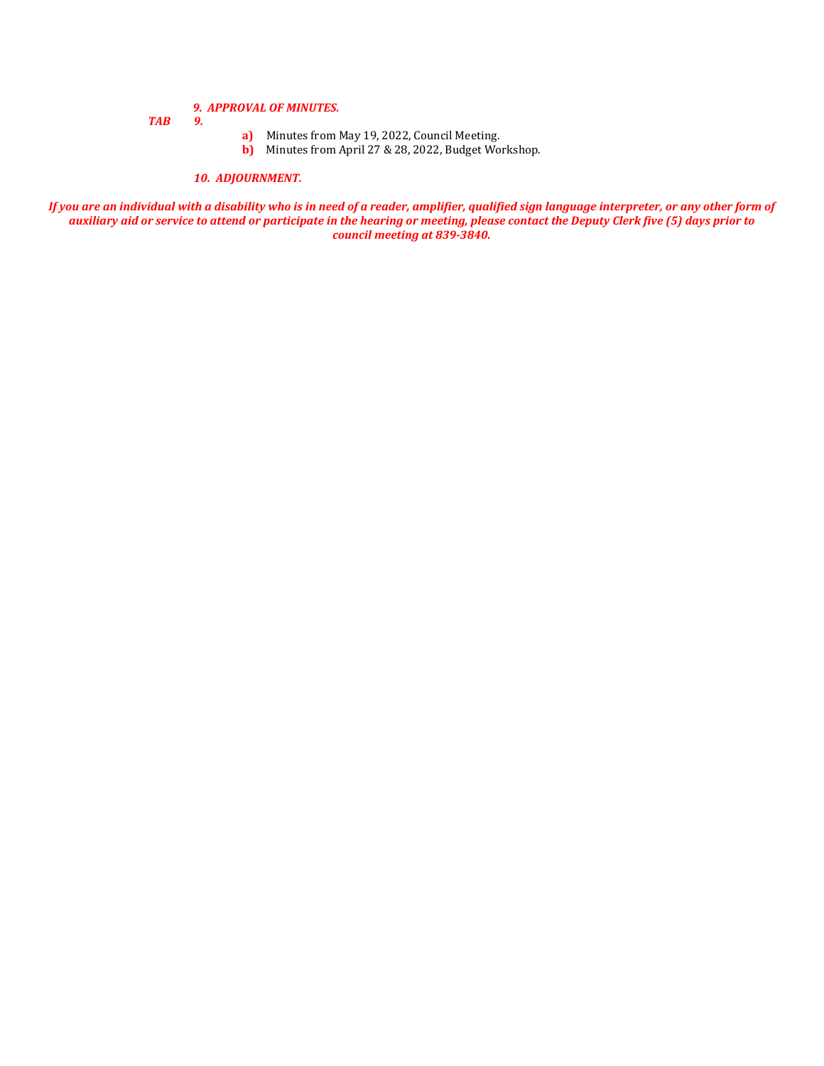***9. APPROVAL OF MINUTES.***

***TAB 9.***

- **a)** Minutes from May 19, 2022, Council Meeting.
- **b)** Minutes from April 27 & 28, 2022, Budget Workshop.

***10. ADJOURNMENT.***

***If you are an individual with a disability who is in need of a reader, amplifier, qualified sign language interpreter, or any other form of auxiliary aid or service to attend or participate in the hearing or meeting, please contact the Deputy Clerk five (5) days prior to council meeting at 839-3840.***